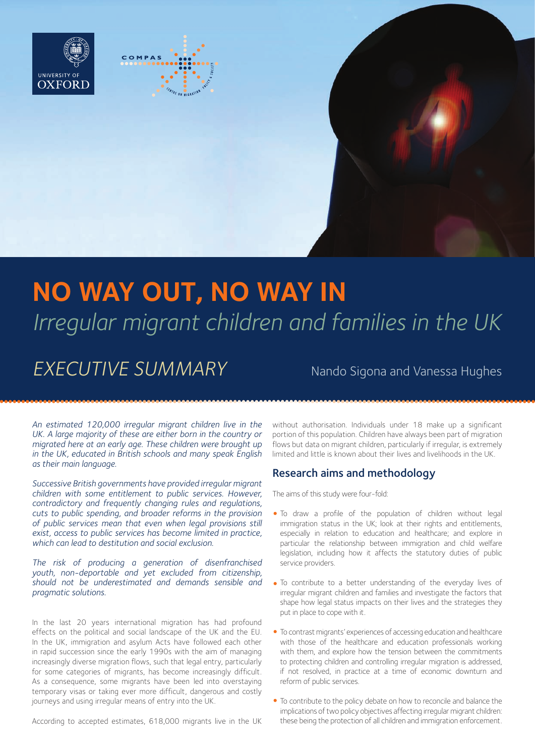# NO WAY OUT, NO WAY IN

*Irregular migrant children and families in the UK*

## *EXECUTIVE SUMMARY*

Nando Sigona and Vanessa Hughes

*An estimated 120,000 irregular migrant children live in the UK. A large majority of these are either born in the country or migrated here at an early age. These children were brought up in the UK, educated in British schools and many speak English as their main language.*

*Successive British governments have provided irregular migrant children with some entitlement to public services. However, contradictory and frequently changing rules and regulations, cuts to public spending, and broader reforms in the provision of public services mean that even when legal provisions still exist, access to public services has become limited in practice, which can lead to destitution and social exclusion.*

*The risk of producing a generation of disenfranchised youth, non-deportable and yet excluded from citizenship, should not be underestimated and demands sensible and pragmatic solutions.*

In the last 20 years international migration has had profound effects on the political and social landscape of the UK and the EU. In the UK, immigration and asylum Acts have followed each other in rapid succession since the early 1990s with the aim of managing increasingly diverse migration flows, such that legal entry, particularly for some categories of migrants, has become increasingly difficult. As a consequence, some migrants have been led into overstaying temporary visas or taking ever more difficult, dangerous and costly journeys and using irregular means of entry into the UK.

According to accepted estimates, 618,000 migrants live in the UK without authorisation. Individuals under 18 make up a significant portion of this population. Children have always been part of migration flows but data on migrant children, particularly if irregular, is extremely limited and little is known about their lives and livelihoods in the UK.

## Research aims and methodology

The aims of this study were four-fold:

- To draw a profile of the population of children without legal immigration status in the UK; look at their rights and entitlements, especially in relation to education and healthcare; and explore in particular the relationship between immigration and child welfare legislation, including how it affects the statutory duties of public service providers.
- To contribute to a better understanding of the everyday lives of irregular migrant children and families and investigate the factors that shape how legal status impacts on their lives and the strategies they put in place to cope with it.
- To contrast migrants' experiences of accessing education and healthcare with those of the healthcare and education professionals working with them, and explore how the tension between the commitments to protecting children and controlling irregular migration is addressed, if not resolved, in practice at a time of economic downturn and reform of public services.
- To contribute to the policy debate on how to reconcile and balance the implications of two policy objectives affecting irregular migrant children: these being the protection of all children and immigration enforcement.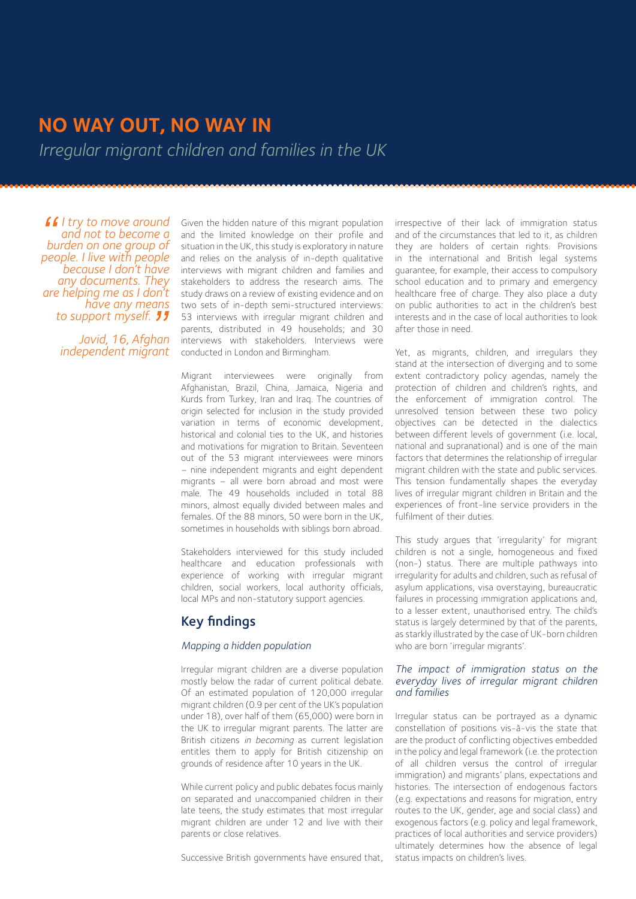# NO WAY OUT, NO WAY IN

*Irregular migrant children and families in the UK*

> *"I try to move around and not to become a burden on one group of people. I live with people because I don't have any documents. They are helping me as I don't have any means to support myself."*
>
> *Javid, 16, Afghan independent migrant*

Given the hidden nature of this migrant population and the limited knowledge on their profile and situation in the UK, this study is exploratory in nature and relies on the analysis of in-depth qualitative interviews with migrant children and families and stakeholders to address the research aims. The study draws on a review of existing evidence and on two sets of in-depth semi-structured interviews: 53 interviews with irregular migrant children and parents, distributed in 49 households; and 30 interviews with stakeholders. Interviews were conducted in London and Birmingham.

Migrant interviewees were originally from Afghanistan, Brazil, China, Jamaica, Nigeria and Kurds from Turkey, Iran and Iraq. The countries of origin selected for inclusion in the study provided variation in terms of economic development, historical and colonial ties to the UK, and histories and motivations for migration to Britain. Seventeen out of the 53 migrant interviewees were minors – nine independent migrants and eight dependent migrants – all were born abroad and most were male. The 49 households included in total 88 minors, almost equally divided between males and females. Of the 88 minors, 50 were born in the UK, sometimes in households with siblings born abroad.

Stakeholders interviewed for this study included healthcare and education professionals with experience of working with irregular migrant children, social workers, local authority officials, local MPs and non-statutory support agencies.

## Key findings

### *Mapping a hidden population*

Irregular migrant children are a diverse population mostly below the radar of current political debate. Of an estimated population of 120,000 irregular migrant children (0.9 per cent of the UK's population under 18), over half of them (65,000) were born in the UK to irregular migrant parents. The latter are British citizens *in becoming* as current legislation entitles them to apply for British citizenship on grounds of residence after 10 years in the UK.

While current policy and public debates focus mainly on separated and unaccompanied children in their late teens, the study estimates that most irregular migrant children are under 12 and live with their parents or close relatives.

Successive British governments have ensured that, irrespective of their lack of immigration status and of the circumstances that led to it, as children they are holders of certain rights. Provisions in the international and British legal systems guarantee, for example, their access to compulsory school education and to primary and emergency healthcare free of charge. They also place a duty on public authorities to act in the children's best interests and in the case of local authorities to look after those in need.

Yet, as migrants, children, and irregulars they stand at the intersection of diverging and to some extent contradictory policy agendas, namely the protection of children and children's rights, and the enforcement of immigration control. The unresolved tension between these two policy objectives can be detected in the dialectics between different levels of government (i.e. local, national and supranational) and is one of the main factors that determines the relationship of irregular migrant children with the state and public services. This tension fundamentally shapes the everyday lives of irregular migrant children in Britain and the experiences of front-line service providers in the fulfilment of their duties.

This study argues that 'irregularity' for migrant children is not a single, homogeneous and fixed (non-) status. There are multiple pathways into irregularity for adults and children, such as refusal of asylum applications, visa overstaying, bureaucratic failures in processing immigration applications and, to a lesser extent, unauthorised entry. The child's status is largely determined by that of the parents, as starkly illustrated by the case of UK-born children who are born 'irregular migrants'.

### *The impact of immigration status on the everyday lives of irregular migrant children and families*

Irregular status can be portrayed as a dynamic constellation of positions vis-à-vis the state that are the product of conflicting objectives embedded in the policy and legal framework (i.e. the protection of all children versus the control of irregular immigration) and migrants' plans, expectations and histories. The intersection of endogenous factors (e.g. expectations and reasons for migration, entry routes to the UK, gender, age and social class) and exogenous factors (e.g. policy and legal framework, practices of local authorities and service providers) ultimately determines how the absence of legal status impacts on children's lives.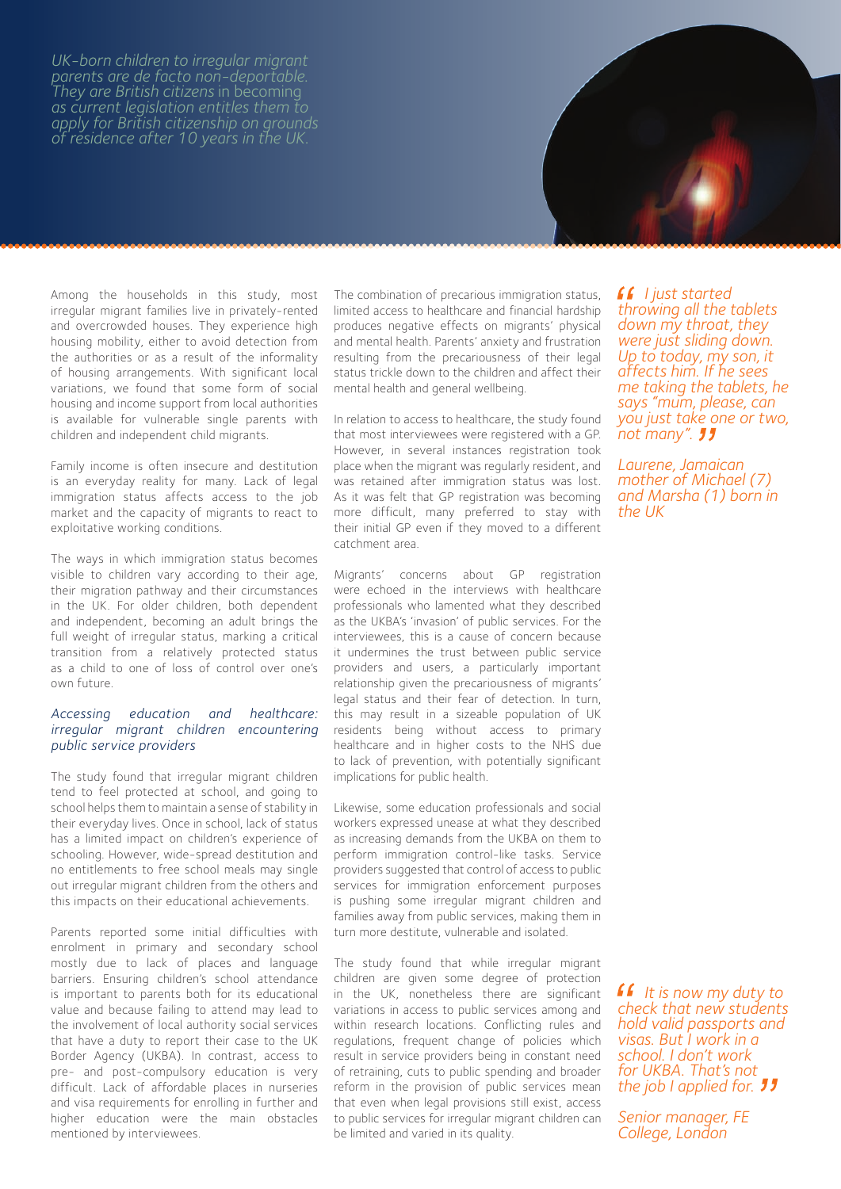*UK-born children to irregular migrant parents are de facto non-deportable. They are British citizens* in becoming as current legislation entitles them to apply for British citizenship on grounds of residence after 10 years in the UK.

Among the households in this study, most irregular migrant families live in privately-rented and overcrowded houses. They experience high housing mobility, either to avoid detection from the authorities or as a result of the informality of housing arrangements. With significant local variations, we found that some form of social housing and income support from local authorities is available for vulnerable single parents with children and independent child migrants.

Family income is often insecure and destitution is an everyday reality for many. Lack of legal immigration status affects access to the job market and the capacity of migrants to react to exploitative working conditions.

The ways in which immigration status becomes visible to children vary according to their age, their migration pathway and their circumstances in the UK. For older children, both dependent and independent, becoming an adult brings the full weight of irregular status, marking a critical transition from a relatively protected status as a child to one of loss of control over one's own future.

### *Accessing education and healthcare: irregular migrant children encountering public service providers*

The study found that irregular migrant children tend to feel protected at school, and going to school helps them to maintain a sense of stability in their everyday lives. Once in school, lack of status has a limited impact on children's experience of schooling. However, wide-spread destitution and no entitlements to free school meals may single out irregular migrant children from the others and this impacts on their educational achievements.

Parents reported some initial difficulties with enrolment in primary and secondary school mostly due to lack of places and language barriers. Ensuring children's school attendance is important to parents both for its educational value and because failing to attend may lead to the involvement of local authority social services that have a duty to report their case to the UK Border Agency (UKBA). In contrast, access to pre- and post-compulsory education is very difficult. Lack of affordable places in nurseries and visa requirements for enrolling in further and higher education were the main obstacles mentioned by interviewees.

The combination of precarious immigration status, limited access to healthcare and financial hardship produces negative effects on migrants' physical and mental health. Parents' anxiety and frustration resulting from the precariousness of their legal status trickle down to the children and affect their mental health and general wellbeing.

In relation to access to healthcare, the study found that most interviewees were registered with a GP. However, in several instances registration took place when the migrant was regularly resident, and was retained after immigration status was lost. As it was felt that GP registration was becoming more difficult, many preferred to stay with their initial GP even if they moved to a different catchment area.

Migrants' concerns about GP registration were echoed in the interviews with healthcare professionals who lamented what they described as the UKBA's 'invasion' of public services. For the interviewees, this is a cause of concern because it undermines the trust between public service providers and users, a particularly important relationship given the precariousness of migrants' legal status and their fear of detection. In turn, this may result in a sizeable population of UK residents being without access to primary healthcare and in higher costs to the NHS due to lack of prevention, with potentially significant implications for public health.

Likewise, some education professionals and social workers expressed unease at what they described as increasing demands from the UKBA on them to perform immigration control-like tasks. Service providers suggested that control of access to public services for immigration enforcement purposes is pushing some irregular migrant children and families away from public services, making them in turn more destitute, vulnerable and isolated.

The study found that while irregular migrant children are given some degree of protection in the UK, nonetheless there are significant variations in access to public services among and within research locations. Conflicting rules and regulations, frequent change of policies which result in service providers being in constant need of retraining, cuts to public spending and broader reform in the provision of public services mean that even when legal provisions still exist, access to public services for irregular migrant children can be limited and varied in its quality.

> *"I just started throwing all the tablets down my throat, they were just sliding down. Up to today, my son, it affects him. If he sees me taking the tablets, he says "mum, please, can you just take one or two, not many"."*
>
> *Laurene, Jamaican mother of Michael (7) and Marsha (1) born in the UK*

> *"It is now my duty to check that new students hold valid passports and visas. But I work in a school. I don't work for UKBA. That's not the job I applied for."*
>
> *Senior manager, FE College, London*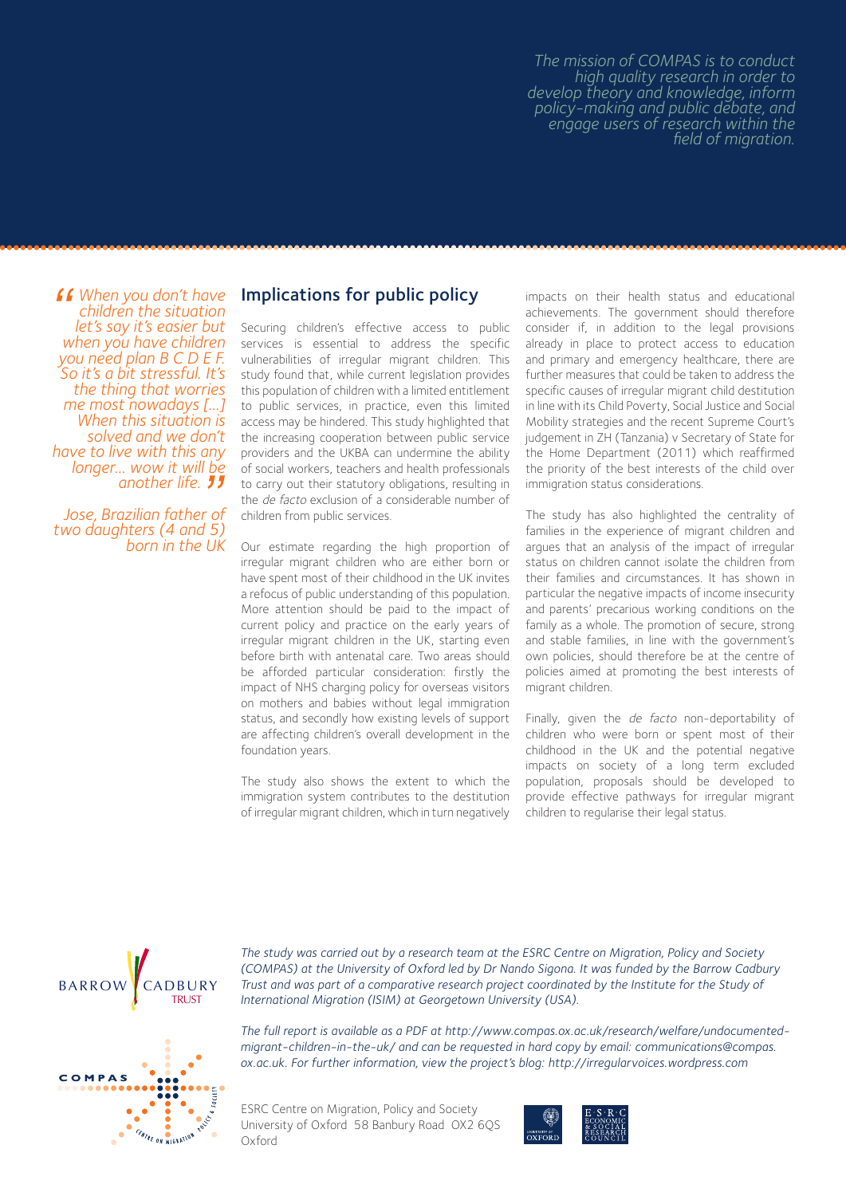*The mission of COMPAS is to conduct high quality research in order to develop theory and knowledge, inform policy-making and public debate, and engage users of research within the field of migration.*

> *"When you don't have children the situation let's say it's easier but when you have children you need plan B C D E F. So it's a bit stressful. It's the thing that worries me most nowadays […] When this situation is solved and we don't have to live with this any longer... wow it will be another life."*
>
> *Jose, Brazilian father of two daughters (4 and 5) born in the UK*

## Implications for public policy

Securing children's effective access to public services is essential to address the specific vulnerabilities of irregular migrant children. This study found that, while current legislation provides this population of children with a limited entitlement to public services, in practice, even this limited access may be hindered. This study highlighted that the increasing cooperation between public service providers and the UKBA can undermine the ability of social workers, teachers and health professionals to carry out their statutory obligations, resulting in the *de facto* exclusion of a considerable number of children from public services.

Our estimate regarding the high proportion of irregular migrant children who are either born or have spent most of their childhood in the UK invites a refocus of public understanding of this population. More attention should be paid to the impact of current policy and practice on the early years of irregular migrant children in the UK, starting even before birth with antenatal care. Two areas should be afforded particular consideration: firstly the impact of NHS charging policy for overseas visitors on mothers and babies without legal immigration status, and secondly how existing levels of support are affecting children's overall development in the foundation years.

The study also shows the extent to which the immigration system contributes to the destitution of irregular migrant children, which in turn negatively impacts on their health status and educational achievements. The government should therefore consider if, in addition to the legal provisions already in place to protect access to education and primary and emergency healthcare, there are further measures that could be taken to address the specific causes of irregular migrant child destitution in line with its Child Poverty, Social Justice and Social Mobility strategies and the recent Supreme Court's judgement in ZH (Tanzania) v Secretary of State for the Home Department (2011) which reaffirmed the priority of the best interests of the child over immigration status considerations.

The study has also highlighted the centrality of families in the experience of migrant children and argues that an analysis of the impact of irregular status on children cannot isolate the children from their families and circumstances. It has shown in particular the negative impacts of income insecurity and parents' precarious working conditions on the family as a whole. The promotion of secure, strong and stable families, in line with the government's own policies, should therefore be at the centre of policies aimed at promoting the best interests of migrant children.

Finally, given the *de facto* non-deportability of children who were born or spent most of their childhood in the UK and the potential negative impacts on society of a long term excluded population, proposals should be developed to provide effective pathways for irregular migrant children to regularise their legal status.

*The study was carried out by a research team at the ESRC Centre on Migration, Policy and Society (COMPAS) at the University of Oxford led by Dr Nando Sigona. It was funded by the Barrow Cadbury Trust and was part of a comparative research project coordinated by the Institute for the Study of International Migration (ISIM) at Georgetown University (USA).*

*The full report is available as a PDF at http://www.compas.ox.ac.uk/research/welfare/undocumented-migrant-children-in-the-uk/ and can be requested in hard copy by email: communications@compas.ox.ac.uk. For further information, view the project's blog: http://irregularvoices.wordpress.com*

ESRC Centre on Migration, Policy and Society
University of Oxford 58 Banbury Road OX2 6QS
Oxford